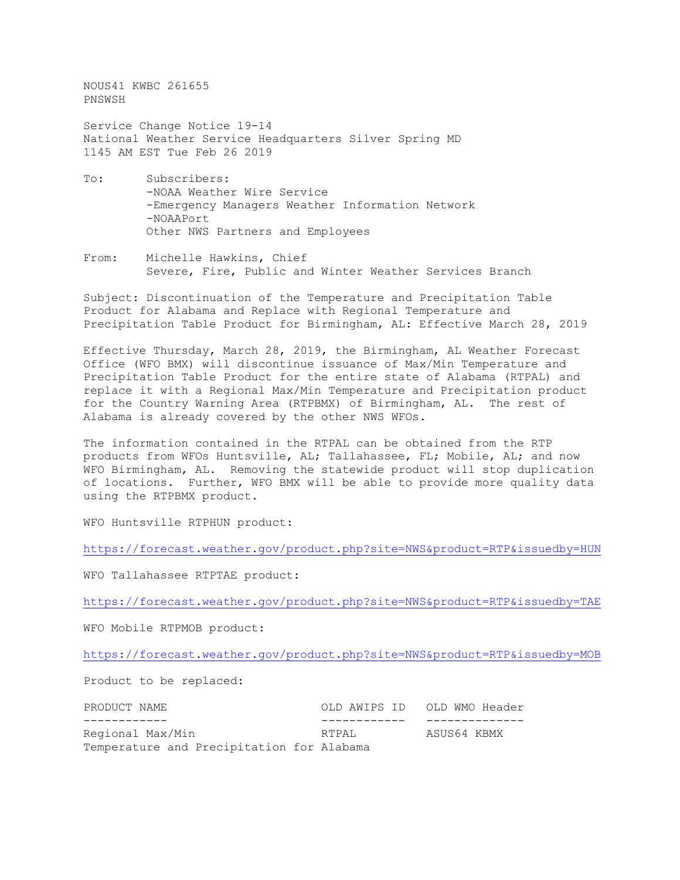NOUS41 KWBC 261655
PNSWSH

Service Change Notice 19-14
National Weather Service Headquarters Silver Spring MD
1145 AM EST Tue Feb 26 2019

To: Subscribers:
-NOAA Weather Wire Service
-Emergency Managers Weather Information Network
-NOAAPort
Other NWS Partners and Employees

From: Michelle Hawkins, Chief
Severe, Fire, Public and Winter Weather Services Branch

Subject: Discontinuation of the Temperature and Precipitation Table Product for Alabama and Replace with Regional Temperature and Precipitation Table Product for Birmingham, AL: Effective March 28, 2019

Effective Thursday, March 28, 2019, the Birmingham, AL Weather Forecast Office (WFO BMX) will discontinue issuance of Max/Min Temperature and Precipitation Table Product for the entire state of Alabama (RTPAL) and replace it with a Regional Max/Min Temperature and Precipitation product for the Country Warning Area (RTPBMX) of Birmingham, AL. The rest of Alabama is already covered by the other NWS WFOs.

The information contained in the RTPAL can be obtained from the RTP products from WFOs Huntsville, AL; Tallahassee, FL; Mobile, AL; and now WFO Birmingham, AL. Removing the statewide product will stop duplication of locations. Further, WFO BMX will be able to provide more quality data using the RTPBMX product.

WFO Huntsville RTPHUN product:

https://forecast.weather.gov/product.php?site=NWS&product=RTP&issuedby=HUN

WFO Tallahassee RTPTAE product:

https://forecast.weather.gov/product.php?site=NWS&product=RTP&issuedby=TAE

WFO Mobile RTPMOB product:

https://forecast.weather.gov/product.php?site=NWS&product=RTP&issuedby=MOB

Product to be replaced:

| PRODUCT NAME | OLD AWIPS ID | OLD WMO Header |
|---|---|---|
| Regional Max/Min Temperature and Precipitation for Alabama | RTPAL | ASUS64 KBMX |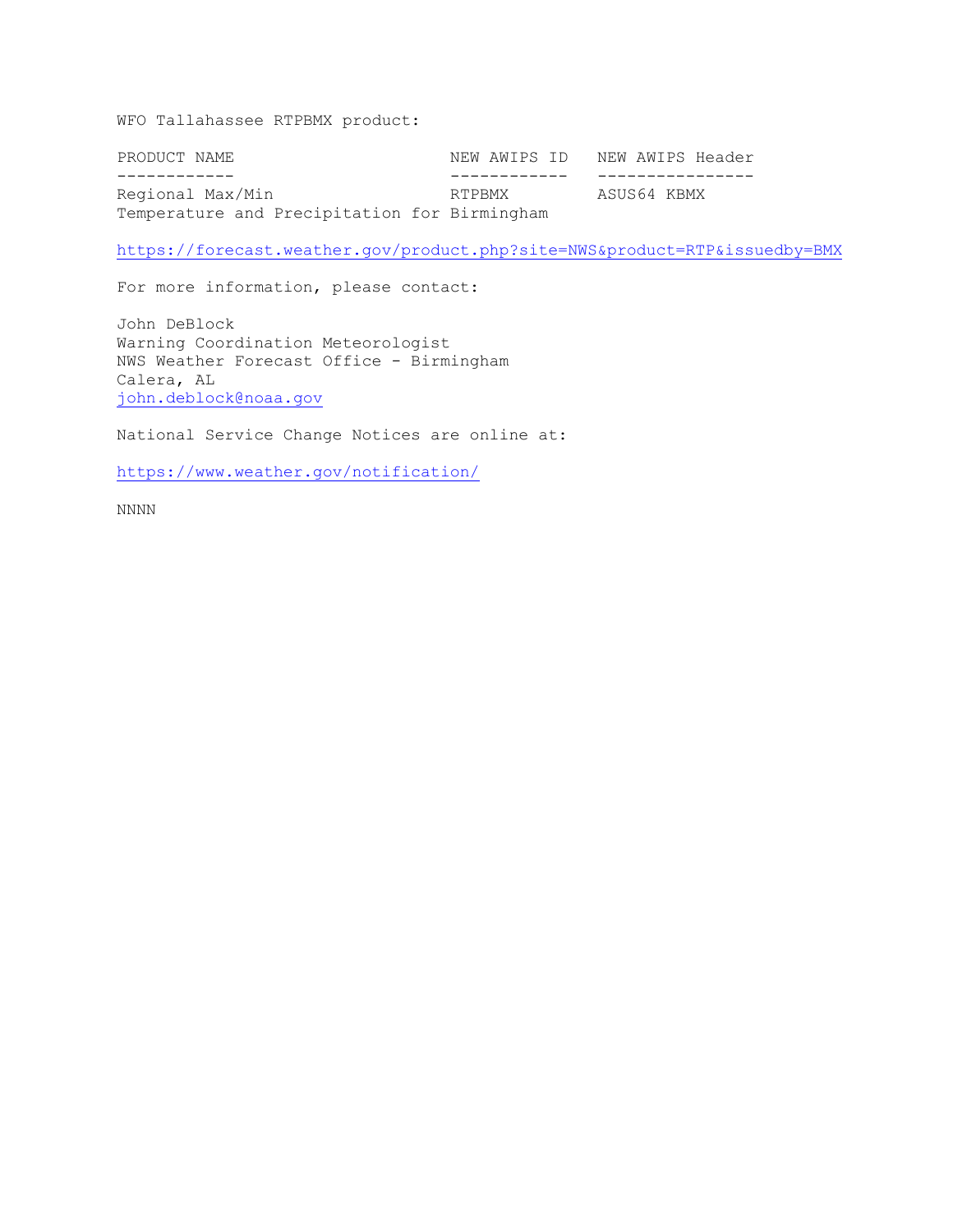WFO Tallahassee RTPBMX product:

| PRODUCT NAME | NEW AWIPS ID | NEW AWIPS Header |
| --- | --- | --- |
| Regional Max/Min Temperature and Precipitation for Birmingham | RTPBMX | ASUS64 KBMX |

https://forecast.weather.gov/product.php?site=NWS&product=RTP&issuedby=BMX

For more information, please contact:

John DeBlock
Warning Coordination Meteorologist
NWS Weather Forecast Office - Birmingham
Calera, AL
john.deblock@noaa.gov

National Service Change Notices are online at:

https://www.weather.gov/notification/

NNNN